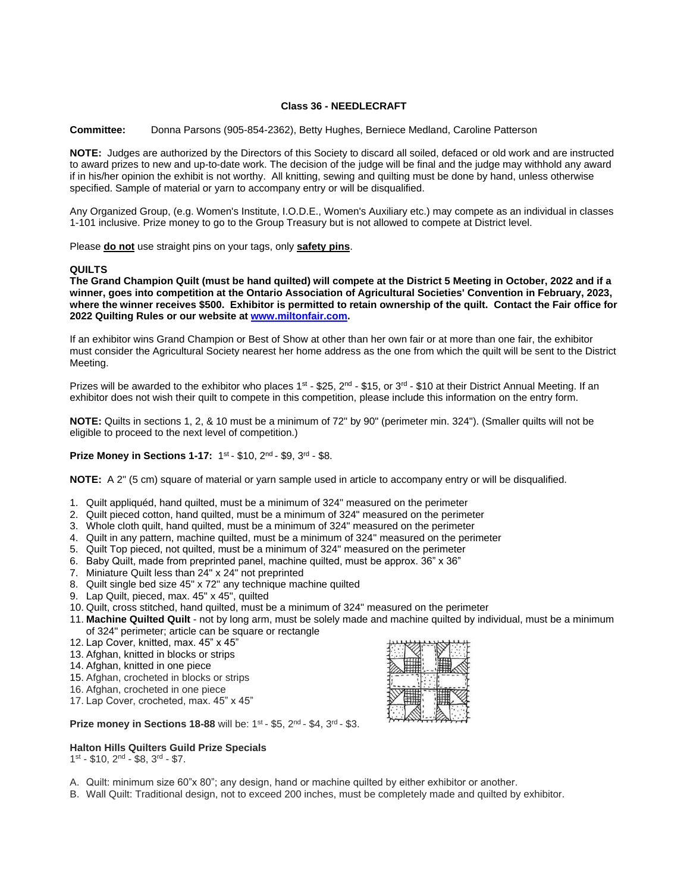## Class 36 - NEEDLECRAFT

**Committee:** Donna Parsons (905-854-2362), Betty Hughes, Berniece Medland, Caroline Patterson

**NOTE:** Judges are authorized by the Directors of this Society to discard all soiled, defaced or old work and are instructed to award prizes to new and up-to-date work. The decision of the judge will be final and the judge may withhold any award if in his/her opinion the exhibit is not worthy. All knitting, sewing and quilting must be done by hand, unless otherwise specified. Sample of material or yarn to accompany entry or will be disqualified.

Any Organized Group, (e.g. Women's Institute, I.O.D.E., Women's Auxiliary etc.) may compete as an individual in classes 1-101 inclusive. Prize money to go to the Group Treasury but is not allowed to compete at District level.

Please **do not** use straight pins on your tags, only **safety pins**.

### QUILTS

**The Grand Champion Quilt (must be hand quilted) will compete at the District 5 Meeting in October, 2022 and if a winner, goes into competition at the Ontario Association of Agricultural Societies' Convention in February, 2023, where the winner receives $500. Exhibitor is permitted to retain ownership of the quilt. Contact the Fair office for 2022 Quilting Rules or our website at www.miltonfair.com.**

If an exhibitor wins Grand Champion or Best of Show at other than her own fair or at more than one fair, the exhibitor must consider the Agricultural Society nearest her home address as the one from which the quilt will be sent to the District Meeting.

Prizes will be awarded to the exhibitor who places 1st - $25, 2nd - $15, or 3rd - $10 at their District Annual Meeting. If an exhibitor does not wish their quilt to compete in this competition, please include this information on the entry form.

**NOTE:** Quilts in sections 1, 2, & 10 must be a minimum of 72" by 90" (perimeter min. 324"). (Smaller quilts will not be eligible to proceed to the next level of competition.)

**Prize Money in Sections 1-17:** 1st - $10, 2nd - $9, 3rd - $8.

**NOTE:** A 2" (5 cm) square of material or yarn sample used in article to accompany entry or will be disqualified.

1. Quilt appliquéd, hand quilted, must be a minimum of 324" measured on the perimeter
2. Quilt pieced cotton, hand quilted, must be a minimum of 324" measured on the perimeter
3. Whole cloth quilt, hand quilted, must be a minimum of 324" measured on the perimeter
4. Quilt in any pattern, machine quilted, must be a minimum of 324" measured on the perimeter
5. Quilt Top pieced, not quilted, must be a minimum of 324" measured on the perimeter
6. Baby Quilt, made from preprinted panel, machine quilted, must be approx. 36" x 36"
7. Miniature Quilt less than 24" x 24" not preprinted
8. Quilt single bed size 45" x 72" any technique machine quilted
9. Lap Quilt, pieced, max. 45" x 45", quilted
10. Quilt, cross stitched, hand quilted, must be a minimum of 324" measured on the perimeter
11. **Machine Quilted Quilt** - not by long arm, must be solely made and machine quilted by individual, must be a minimum of 324" perimeter; article can be square or rectangle
12. Lap Cover, knitted, max. 45" x 45"
13. Afghan, knitted in blocks or strips
14. Afghan, knitted in one piece
15. Afghan, crocheted in blocks or strips
16. Afghan, crocheted in one piece
17. Lap Cover, crocheted, max. 45" x 45"

**Prize money in Sections 18-88** will be: 1st - $5, 2nd - $4, 3rd - $3.

**Halton Hills Quilters Guild Prize Specials**
1st - $10, 2nd - $8, 3rd - $7.

A. Quilt: minimum size 60"x 80"; any design, hand or machine quilted by either exhibitor or another.
B. Wall Quilt: Traditional design, not to exceed 200 inches, must be completely made and quilted by exhibitor.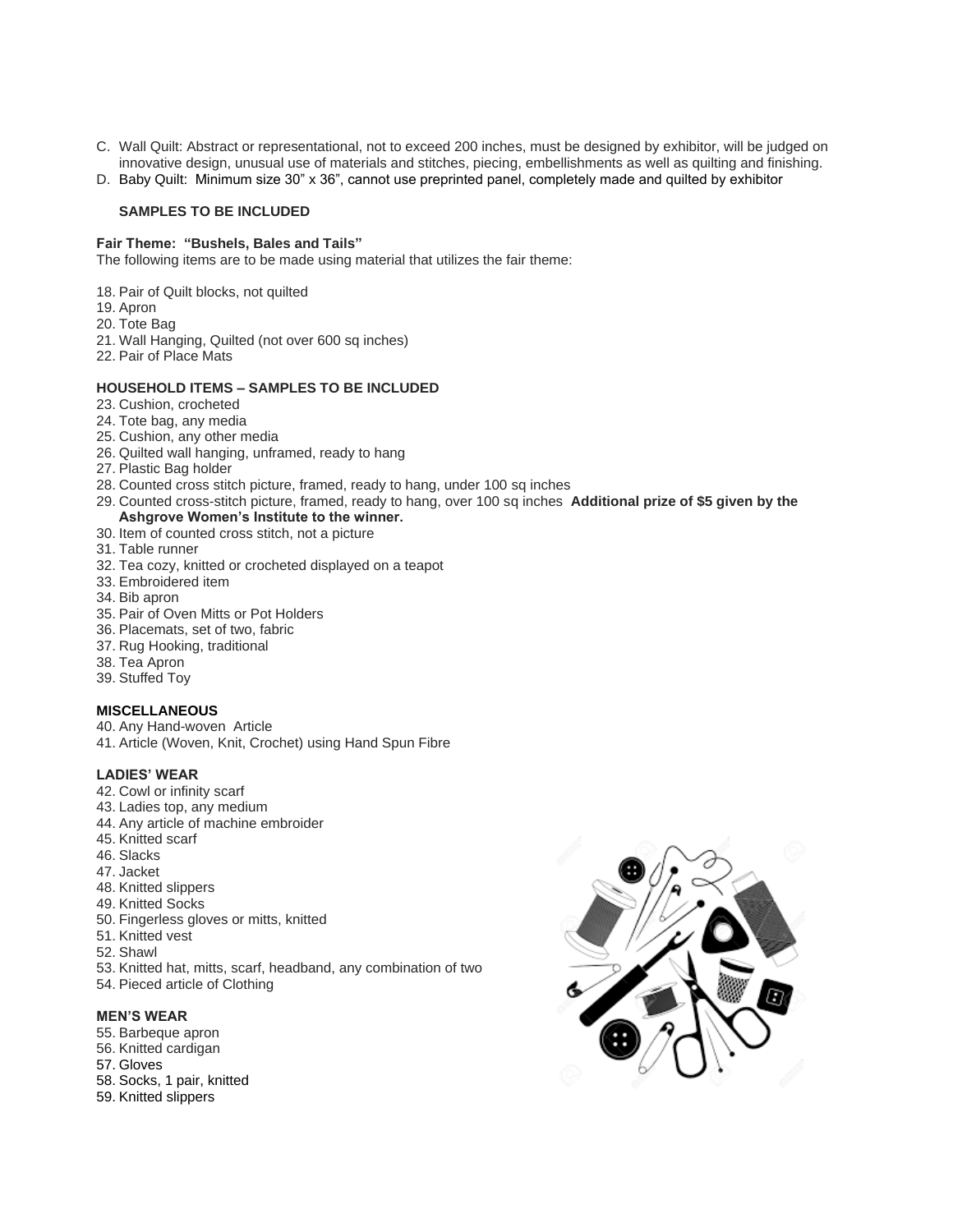C. Wall Quilt: Abstract or representational, not to exceed 200 inches, must be designed by exhibitor, will be judged on innovative design, unusual use of materials and stitches, piecing, embellishments as well as quilting and finishing.
D. Baby Quilt: Minimum size 30" x 36", cannot use preprinted panel, completely made and quilted by exhibitor

**SAMPLES TO BE INCLUDED**

**Fair Theme: "Bushels, Bales and Tails"**
The following items are to be made using material that utilizes the fair theme:

18. Pair of Quilt blocks, not quilted
19. Apron
20. Tote Bag
21. Wall Hanging, Quilted (not over 600 sq inches)
22. Pair of Place Mats

**HOUSEHOLD ITEMS – SAMPLES TO BE INCLUDED**

23. Cushion, crocheted
24. Tote bag, any media
25. Cushion, any other media
26. Quilted wall hanging, unframed, ready to hang
27. Plastic Bag holder
28. Counted cross stitch picture, framed, ready to hang, under 100 sq inches
29. Counted cross-stitch picture, framed, ready to hang, over 100 sq inches **Additional prize of $5 given by the Ashgrove Women's Institute to the winner.**
30. Item of counted cross stitch, not a picture
31. Table runner
32. Tea cozy, knitted or crocheted displayed on a teapot
33. Embroidered item
34. Bib apron
35. Pair of Oven Mitts or Pot Holders
36. Placemats, set of two, fabric
37. Rug Hooking, traditional
38. Tea Apron
39. Stuffed Toy

**MISCELLANEOUS**

40. Any Hand-woven Article
41. Article (Woven, Knit, Crochet) using Hand Spun Fibre

**LADIES' WEAR**

42. Cowl or infinity scarf
43. Ladies top, any medium
44. Any article of machine embroider
45. Knitted scarf
46. Slacks
47. Jacket
48. Knitted slippers
49. Knitted Socks
50. Fingerless gloves or mitts, knitted
51. Knitted vest
52. Shawl
53. Knitted hat, mitts, scarf, headband, any combination of two
54. Pieced article of Clothing

**MEN'S WEAR**

55. Barbeque apron
56. Knitted cardigan
57. Gloves
58. Socks, 1 pair, knitted
59. Knitted slippers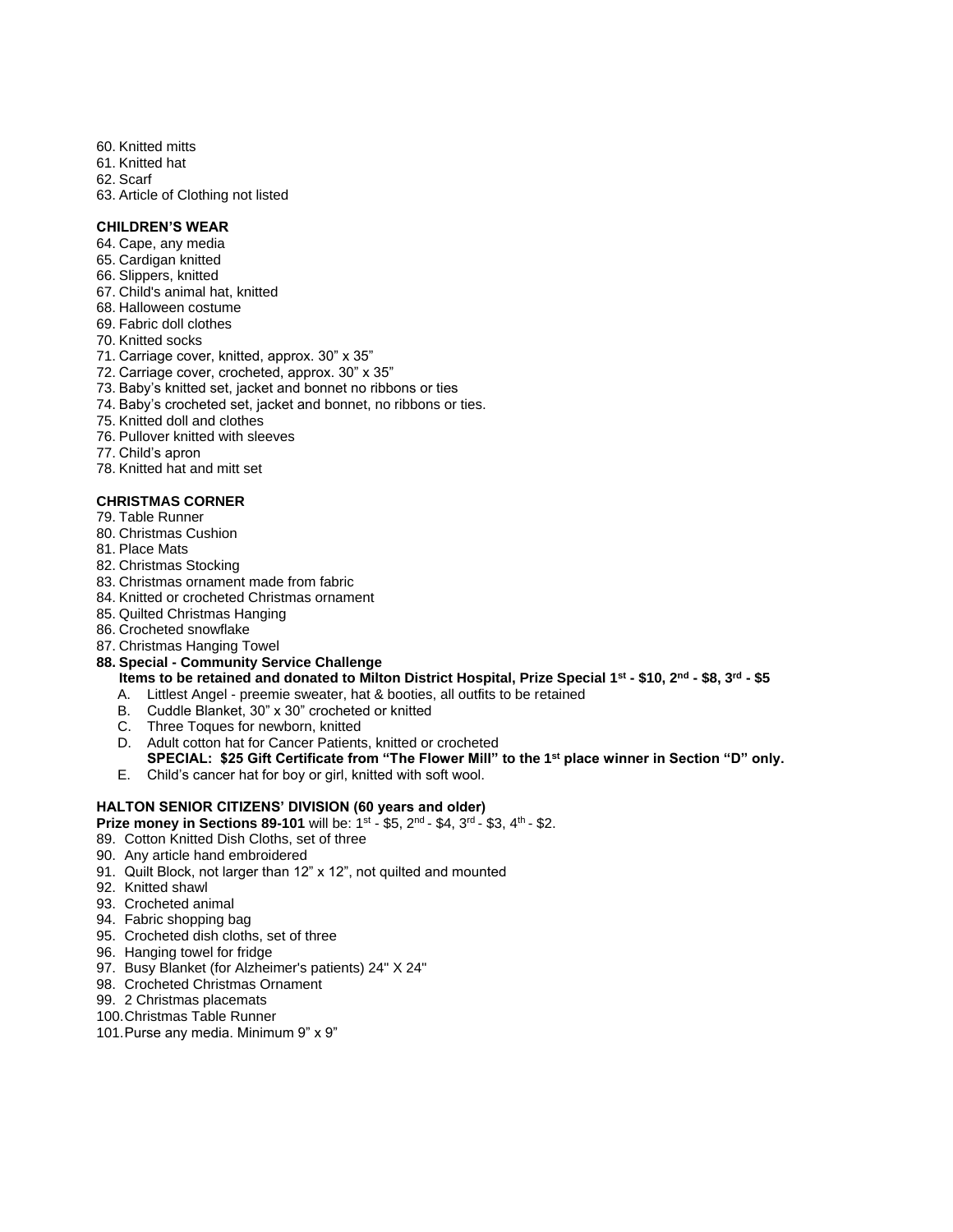60. Knitted mitts
61. Knitted hat
62. Scarf
63. Article of Clothing not listed

**CHILDREN'S WEAR**

64. Cape, any media
65. Cardigan knitted
66. Slippers, knitted
67. Child's animal hat, knitted
68. Halloween costume
69. Fabric doll clothes
70. Knitted socks
71. Carriage cover, knitted, approx. 30" x 35"
72. Carriage cover, crocheted, approx. 30" x 35"
73. Baby's knitted set, jacket and bonnet no ribbons or ties
74. Baby's crocheted set, jacket and bonnet, no ribbons or ties.
75. Knitted doll and clothes
76. Pullover knitted with sleeves
77. Child's apron
78. Knitted hat and mitt set

**CHRISTMAS CORNER**

79. Table Runner
80. Christmas Cushion
81. Place Mats
82. Christmas Stocking
83. Christmas ornament made from fabric
84. Knitted or crocheted Christmas ornament
85. Quilted Christmas Hanging
86. Crocheted snowflake
87. Christmas Hanging Towel
88. **Special - Community Service Challenge**
    **Items to be retained and donated to Milton District Hospital, Prize Special 1st - $10, 2nd - $8, 3rd - $5**
    A. Littlest Angel - preemie sweater, hat & booties, all outfits to be retained
    B. Cuddle Blanket, 30" x 30" crocheted or knitted
    C. Three Toques for newborn, knitted
    D. Adult cotton hat for Cancer Patients, knitted or crocheted
    **SPECIAL: $25 Gift Certificate from "The Flower Mill" to the 1st place winner in Section "D" only.**
    E. Child's cancer hat for boy or girl, knitted with soft wool.

**HALTON SENIOR CITIZENS' DIVISION (60 years and older)**

**Prize money in Sections 89-101** will be: 1st - $5, 2nd - $4, 3rd - $3, 4th - $2.

89. Cotton Knitted Dish Cloths, set of three
90. Any article hand embroidered
91. Quilt Block, not larger than 12" x 12", not quilted and mounted
92. Knitted shawl
93. Crocheted animal
94. Fabric shopping bag
95. Crocheted dish cloths, set of three
96. Hanging towel for fridge
97. Busy Blanket (for Alzheimer's patients) 24" X 24"
98. Crocheted Christmas Ornament
99. 2 Christmas placemats
100. Christmas Table Runner
101. Purse any media. Minimum 9" x 9"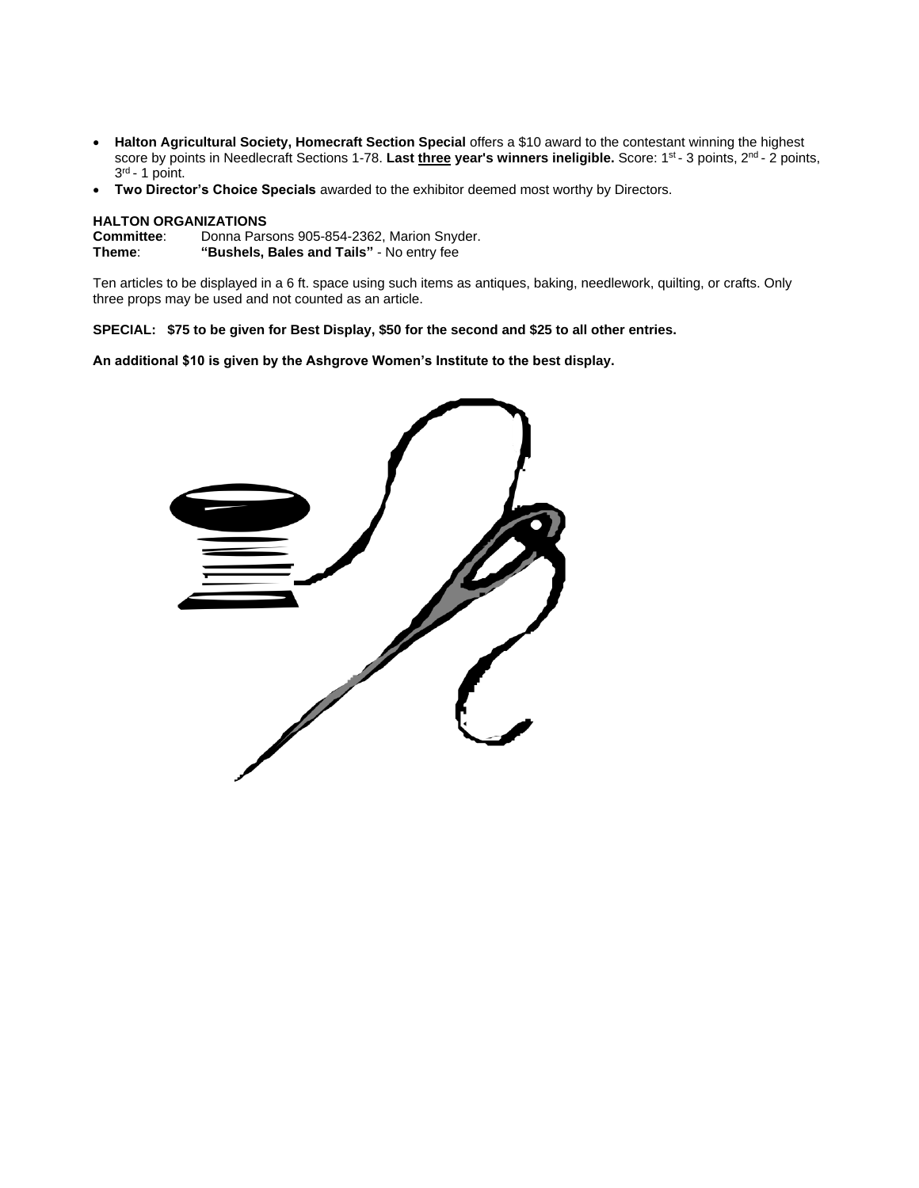- **Halton Agricultural Society, Homecraft Section Special** offers a $10 award to the contestant winning the highest score by points in Needlecraft Sections 1-78. **Last <u>three</u> year's winners ineligible.** Score: 1st - 3 points, 2nd - 2 points, 3rd - 1 point.
- **Two Director's Choice Specials** awarded to the exhibitor deemed most worthy by Directors.

**HALTON ORGANIZATIONS**
**Committee**: Donna Parsons 905-854-2362, Marion Snyder.
**Theme**: **"Bushels, Bales and Tails"** - No entry fee

Ten articles to be displayed in a 6 ft. space using such items as antiques, baking, needlework, quilting, or crafts. Only three props may be used and not counted as an article.

**SPECIAL: $75 to be given for Best Display, $50 for the second and $25 to all other entries.**

**An additional $10 is given by the Ashgrove Women's Institute to the best display.**